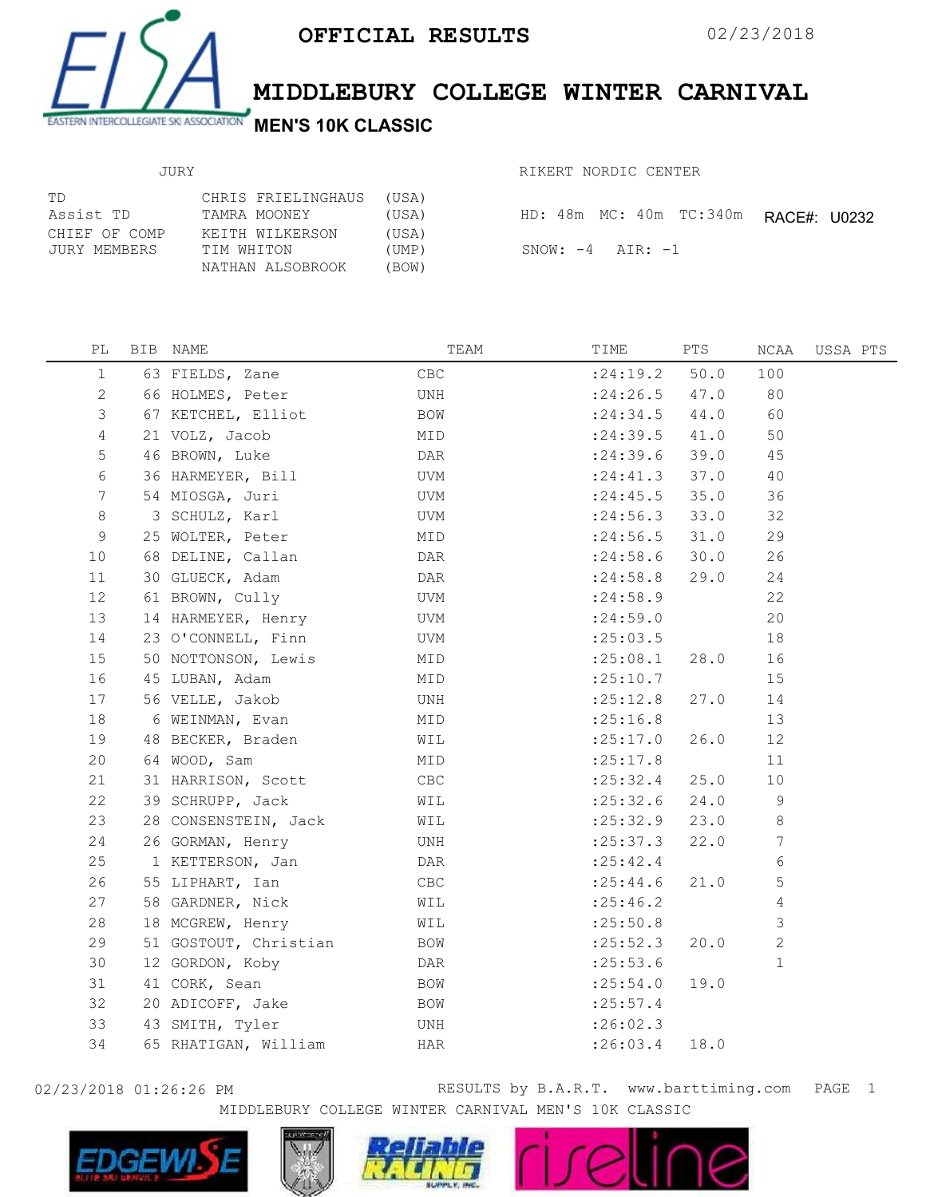OFFICIAL RESULTS

02/23/2018

# MIDDLEBURY COLLEGE WINTER CARNIVAL

## MEN'S 10K CLASSIC

JURY

| | | |
|---|---|---|
| TD | CHRIS FRIELINGHAUS | (USA) |
| Assist TD | TAMRA MOONEY | (USA) |
| CHIEF OF COMP | KEITH WILKERSON | (USA) |
| JURY MEMBERS | TIM WHITON | (UMP) |
| | NATHAN ALSOBROOK | (BOW) |

RIKERT NORDIC CENTER

HD: 48m MC: 40m TC:340m RACE#: U0232

SNOW: -4 AIR: -1

| PL | BIB | NAME | TEAM | TIME | PTS | NCAA | USSA PTS |
|---|---|---|---|---|---|---|---|
| 1 | 63 | FIELDS, Zane | CBC | :24:19.2 | 50.0 | 100 | |
| 2 | 66 | HOLMES, Peter | UNH | :24:26.5 | 47.0 | 80 | |
| 3 | 67 | KETCHEL, Elliot | BOW | :24:34.5 | 44.0 | 60 | |
| 4 | 21 | VOLZ, Jacob | MID | :24:39.5 | 41.0 | 50 | |
| 5 | 46 | BROWN, Luke | DAR | :24:39.6 | 39.0 | 45 | |
| 6 | 36 | HARMEYER, Bill | UVM | :24:41.3 | 37.0 | 40 | |
| 7 | 54 | MIOSGA, Juri | UVM | :24:45.5 | 35.0 | 36 | |
| 8 | 3 | SCHULZ, Karl | UVM | :24:56.3 | 33.0 | 32 | |
| 9 | 25 | WOLTER, Peter | MID | :24:56.5 | 31.0 | 29 | |
| 10 | 68 | DELINE, Callan | DAR | :24:58.6 | 30.0 | 26 | |
| 11 | 30 | GLUECK, Adam | DAR | :24:58.8 | 29.0 | 24 | |
| 12 | 61 | BROWN, Cully | UVM | :24:58.9 | | 22 | |
| 13 | 14 | HARMEYER, Henry | UVM | :24:59.0 | | 20 | |
| 14 | 23 | O'CONNELL, Finn | UVM | :25:03.5 | | 18 | |
| 15 | 50 | NOTTONSON, Lewis | MID | :25:08.1 | 28.0 | 16 | |
| 16 | 45 | LUBAN, Adam | MID | :25:10.7 | | 15 | |
| 17 | 56 | VELLE, Jakob | UNH | :25:12.8 | 27.0 | 14 | |
| 18 | 6 | WEINMAN, Evan | MID | :25:16.8 | | 13 | |
| 19 | 48 | BECKER, Braden | WIL | :25:17.0 | 26.0 | 12 | |
| 20 | 64 | WOOD, Sam | MID | :25:17.8 | | 11 | |
| 21 | 31 | HARRISON, Scott | CBC | :25:32.4 | 25.0 | 10 | |
| 22 | 39 | SCHRUPP, Jack | WIL | :25:32.6 | 24.0 | 9 | |
| 23 | 28 | CONSENSTEIN, Jack | WIL | :25:32.9 | 23.0 | 8 | |
| 24 | 26 | GORMAN, Henry | UNH | :25:37.3 | 22.0 | 7 | |
| 25 | 1 | KETTERSON, Jan | DAR | :25:42.4 | | 6 | |
| 26 | 55 | LIPHART, Ian | CBC | :25:44.6 | 21.0 | 5 | |
| 27 | 58 | GARDNER, Nick | WIL | :25:46.2 | | 4 | |
| 28 | 18 | MCGREW, Henry | WIL | :25:50.8 | | 3 | |
| 29 | 51 | GOSTOUT, Christian | BOW | :25:52.3 | 20.0 | 2 | |
| 30 | 12 | GORDON, Koby | DAR | :25:53.6 | | 1 | |
| 31 | 41 | CORK, Sean | BOW | :25:54.0 | 19.0 | | |
| 32 | 20 | ADICOFF, Jake | BOW | :25:57.4 | | | |
| 33 | 43 | SMITH, Tyler | UNH | :26:02.3 | | | |
| 34 | 65 | RHATIGAN, William | HAR | :26:03.4 | 18.0 | | |

02/23/2018 01:26:26 PM RESULTS by B.A.R.T. www.barttiming.com

MIDDLEBURY COLLEGE WINTER CARNIVAL MEN'S 10K CLASSIC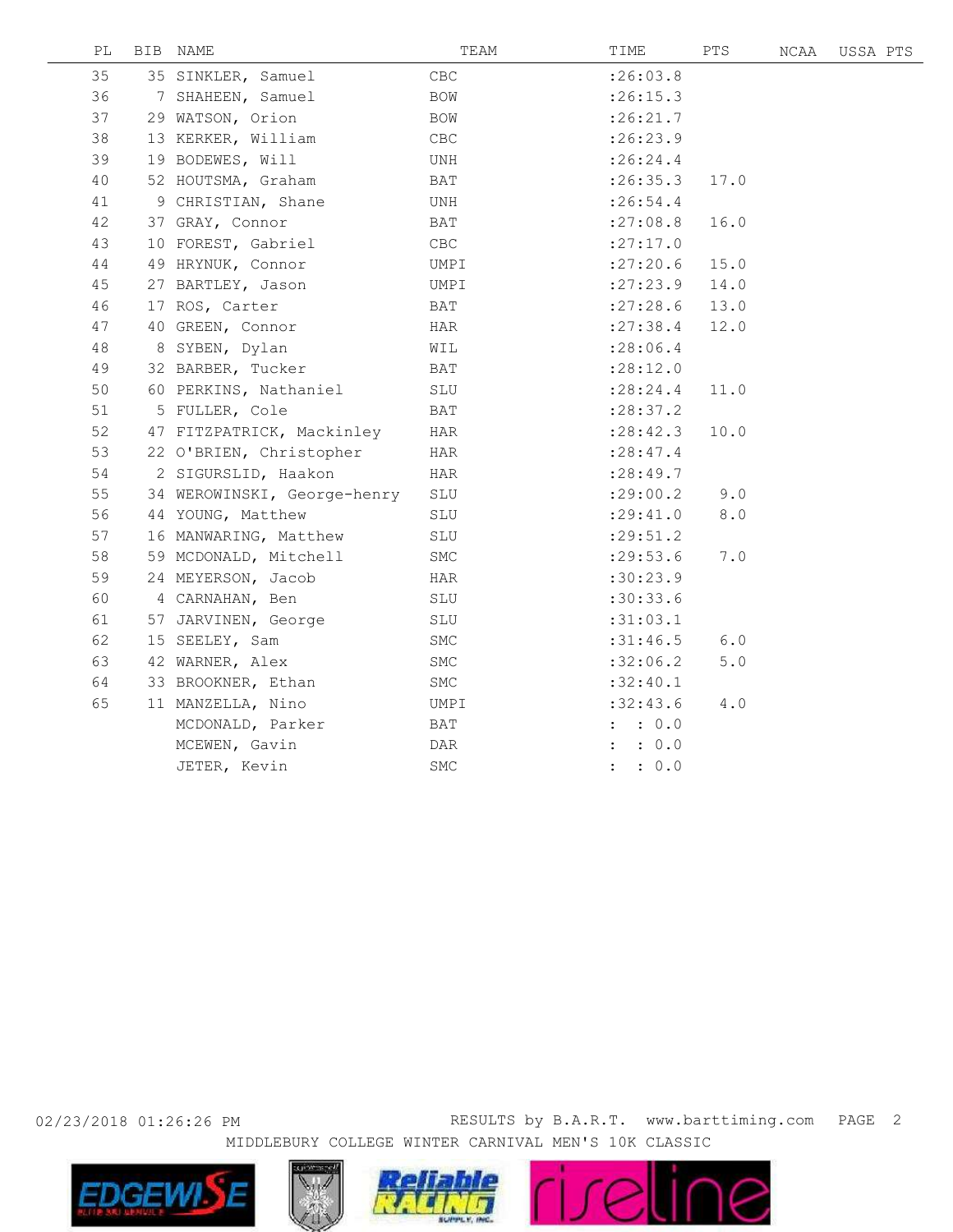| PL | BIB | NAME | TEAM | TIME | PTS | NCAA | USSA PTS |
|---|---|---|---|---|---|---|---|
| 35 | 35 | SINKLER, Samuel | CBC | :26:03.8 | | | |
| 36 | 7 | SHAHEEN, Samuel | BOW | :26:15.3 | | | |
| 37 | 29 | WATSON, Orion | BOW | :26:21.7 | | | |
| 38 | 13 | KERKER, William | CBC | :26:23.9 | | | |
| 39 | 19 | BODEWES, Will | UNH | :26:24.4 | | | |
| 40 | 52 | HOUTSMA, Graham | BAT | :26:35.3 | 17.0 | | |
| 41 | 9 | CHRISTIAN, Shane | UNH | :26:54.4 | | | |
| 42 | 37 | GRAY, Connor | BAT | :27:08.8 | 16.0 | | |
| 43 | 10 | FOREST, Gabriel | CBC | :27:17.0 | | | |
| 44 | 49 | HRYNUK, Connor | UMPI | :27:20.6 | 15.0 | | |
| 45 | 27 | BARTLEY, Jason | UMPI | :27:23.9 | 14.0 | | |
| 46 | 17 | ROS, Carter | BAT | :27:28.6 | 13.0 | | |
| 47 | 40 | GREEN, Connor | HAR | :27:38.4 | 12.0 | | |
| 48 | 8 | SYBEN, Dylan | WIL | :28:06.4 | | | |
| 49 | 32 | BARBER, Tucker | BAT | :28:12.0 | | | |
| 50 | 60 | PERKINS, Nathaniel | SLU | :28:24.4 | 11.0 | | |
| 51 | 5 | FULLER, Cole | BAT | :28:37.2 | | | |
| 52 | 47 | FITZPATRICK, Mackinley | HAR | :28:42.3 | 10.0 | | |
| 53 | 22 | O'BRIEN, Christopher | HAR | :28:47.4 | | | |
| 54 | 2 | SIGURSLID, Haakon | HAR | :28:49.7 | | | |
| 55 | 34 | WEROWINSKI, George-henry | SLU | :29:00.2 | 9.0 | | |
| 56 | 44 | YOUNG, Matthew | SLU | :29:41.0 | 8.0 | | |
| 57 | 16 | MANWARING, Matthew | SLU | :29:51.2 | | | |
| 58 | 59 | MCDONALD, Mitchell | SMC | :29:53.6 | 7.0 | | |
| 59 | 24 | MEYERSON, Jacob | HAR | :30:23.9 | | | |
| 60 | 4 | CARNAHAN, Ben | SLU | :30:33.6 | | | |
| 61 | 57 | JARVINEN, George | SLU | :31:03.1 | | | |
| 62 | 15 | SEELEY, Sam | SMC | :31:46.5 | 6.0 | | |
| 63 | 42 | WARNER, Alex | SMC | :32:06.2 | 5.0 | | |
| 64 | 33 | BROOKNER, Ethan | SMC | :32:40.1 | | | |
| 65 | 11 | MANZELLA, Nino | UMPI | :32:43.6 | 4.0 | | |
| | | MCDONALD, Parker | BAT | : : 0.0 | | | |
| | | MCEWEN, Gavin | DAR | : : 0.0 | | | |
| | | JETER, Kevin | SMC | : : 0.0 | | | |

02/23/2018 01:26:26 PM RESULTS by B.A.R.T. www.barttiming.com

MIDDLEBURY COLLEGE WINTER CARNIVAL MEN'S 10K CLASSIC